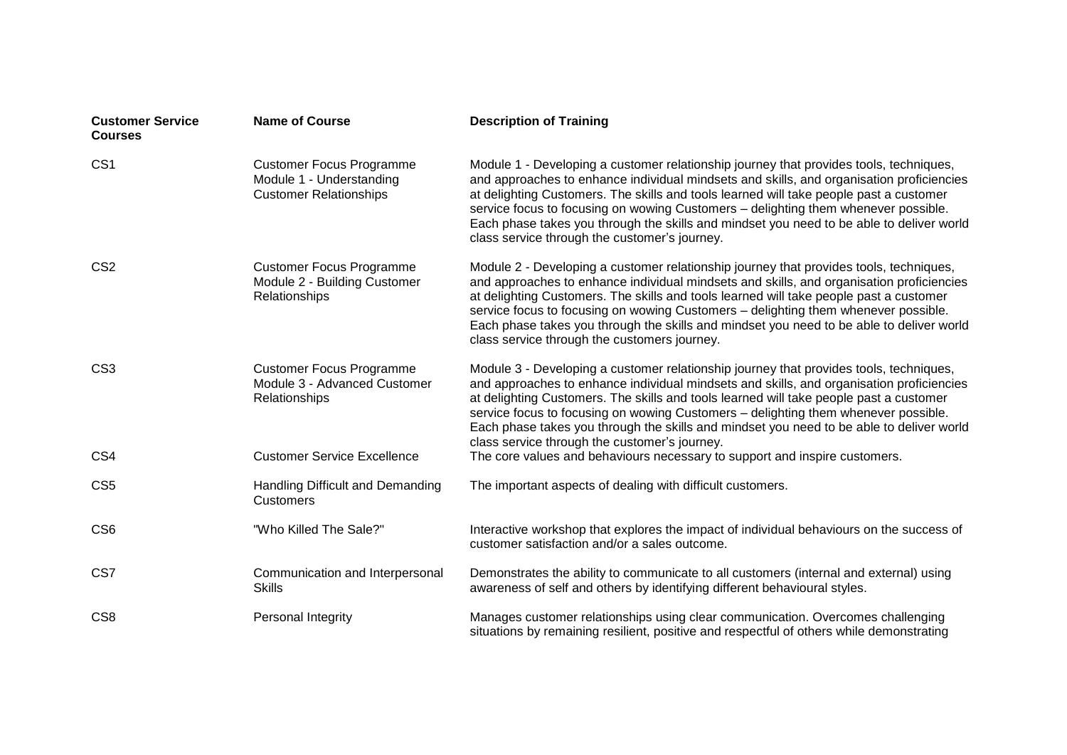| Customer Service Courses | Name of Course | Description of Training |
|---|---|---|
| CS1 | Customer Focus Programme Module 1 - Understanding Customer Relationships | Module 1 - Developing a customer relationship journey that provides tools, techniques, and approaches to enhance individual mindsets and skills, and organisation proficiencies at delighting Customers. The skills and tools learned will take people past a customer service focus to focusing on wowing Customers – delighting them whenever possible. Each phase takes you through the skills and mindset you need to be able to deliver world class service through the customer's journey. |
| CS2 | Customer Focus Programme Module 2 - Building Customer Relationships | Module 2 - Developing a customer relationship journey that provides tools, techniques, and approaches to enhance individual mindsets and skills, and organisation proficiencies at delighting Customers. The skills and tools learned will take people past a customer service focus to focusing on wowing Customers – delighting them whenever possible. Each phase takes you through the skills and mindset you need to be able to deliver world class service through the customers journey. |
| CS3 | Customer Focus Programme Module 3 - Advanced Customer Relationships | Module 3 - Developing a customer relationship journey that provides tools, techniques, and approaches to enhance individual mindsets and skills, and organisation proficiencies at delighting Customers. The skills and tools learned will take people past a customer service focus to focusing on wowing Customers – delighting them whenever possible. Each phase takes you through the skills and mindset you need to be able to deliver world class service through the customer's journey. |
| CS4 | Customer Service Excellence | The core values and behaviours necessary to support and inspire customers. |
| CS5 | Handling Difficult and Demanding Customers | The important aspects of dealing with difficult customers. |
| CS6 | "Who Killed The Sale?" | Interactive workshop that explores the impact of individual behaviours on the success of customer satisfaction and/or a sales outcome. |
| CS7 | Communication and Interpersonal Skills | Demonstrates the ability to communicate to all customers (internal and external) using awareness of self and others by identifying different behavioural styles. |
| CS8 | Personal Integrity | Manages customer relationships using clear communication. Overcomes challenging situations by remaining resilient, positive and respectful of others while demonstrating |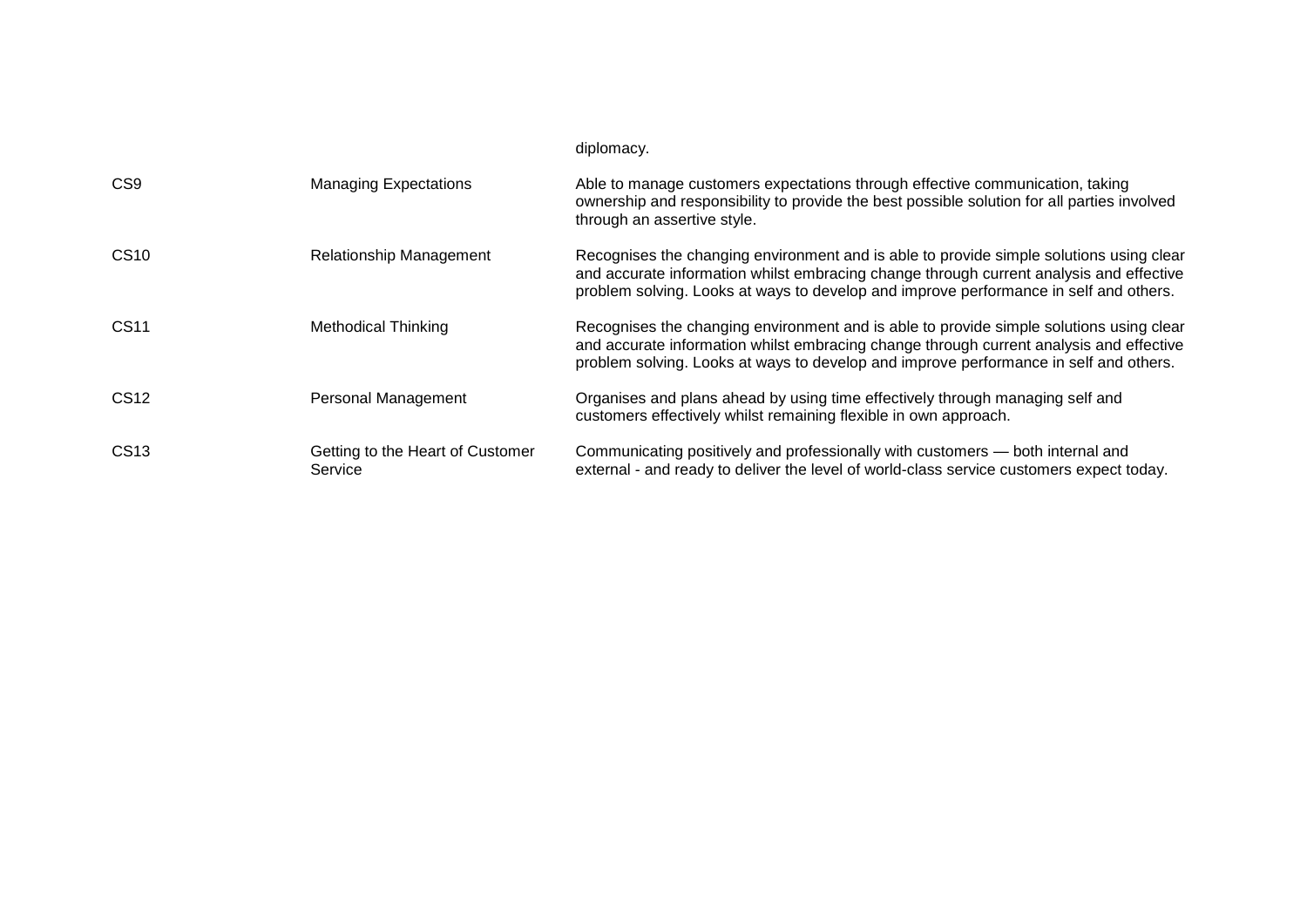| | | |
|---|---|---|
| | | diplomacy. |
| CS9 | Managing Expectations | Able to manage customers expectations through effective communication, taking ownership and responsibility to provide the best possible solution for all parties involved through an assertive style. |
| CS10 | Relationship Management | Recognises the changing environment and is able to provide simple solutions using clear and accurate information whilst embracing change through current analysis and effective problem solving. Looks at ways to develop and improve performance in self and others. |
| CS11 | Methodical Thinking | Recognises the changing environment and is able to provide simple solutions using clear and accurate information whilst embracing change through current analysis and effective problem solving. Looks at ways to develop and improve performance in self and others. |
| CS12 | Personal Management | Organises and plans ahead by using time effectively through managing self and customers effectively whilst remaining flexible in own approach. |
| CS13 | Getting to the Heart of Customer Service | Communicating positively and professionally with customers — both internal and external - and ready to deliver the level of world-class service customers expect today. |